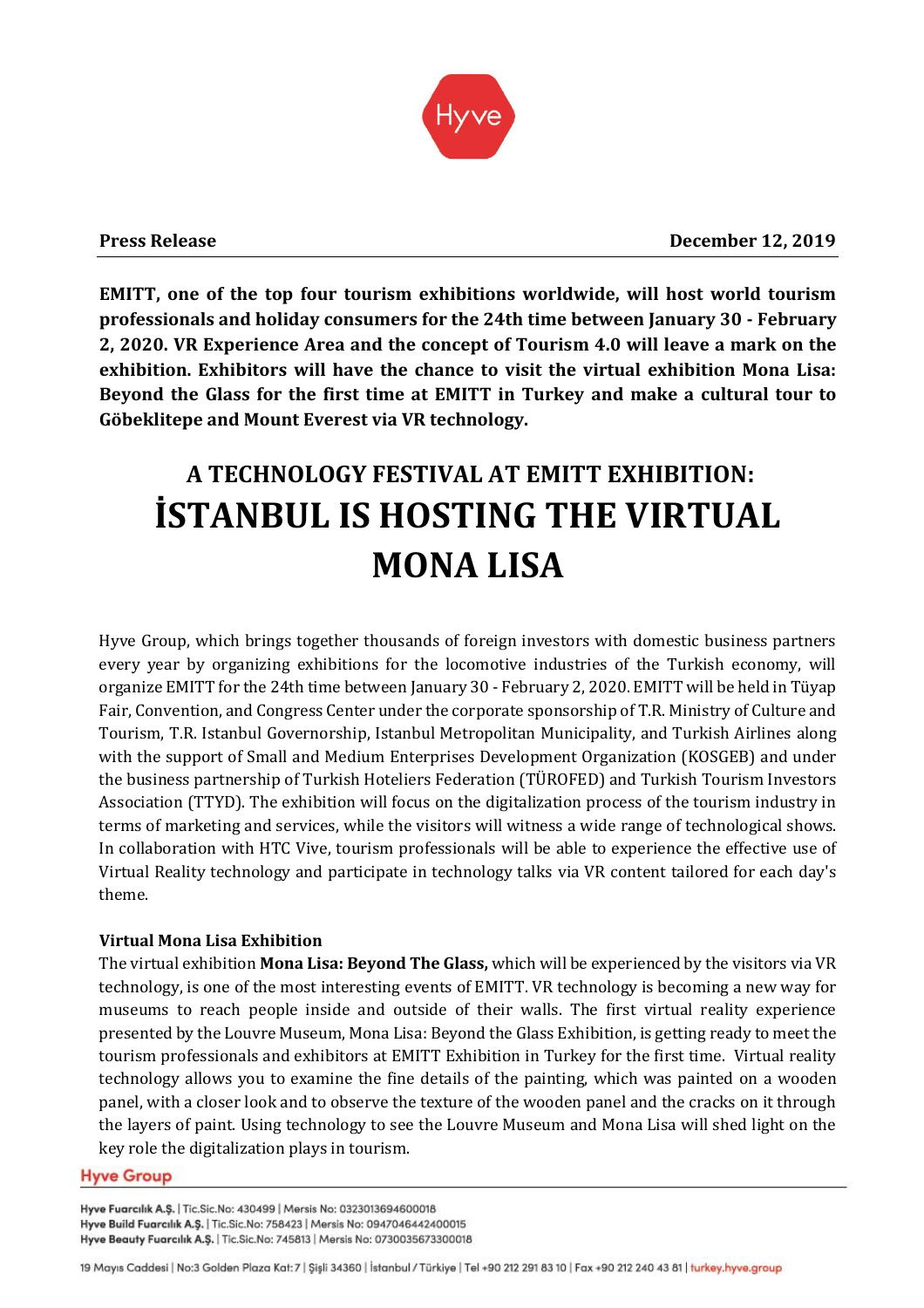**Press Release** **December 12, 2019**

**EMITT, one of the top four tourism exhibitions worldwide, will host world tourism professionals and holiday consumers for the 24th time between January 30 - February 2, 2020. VR Experience Area and the concept of Tourism 4.0 will leave a mark on the exhibition. Exhibitors will have the chance to visit the virtual exhibition Mona Lisa: Beyond the Glass for the first time at EMITT in Turkey and make a cultural tour to Göbeklitepe and Mount Everest via VR technology.**

# A TECHNOLOGY FESTIVAL AT EMITT EXHIBITION: İSTANBUL IS HOSTING THE VIRTUAL MONA LISA

Hyve Group, which brings together thousands of foreign investors with domestic business partners every year by organizing exhibitions for the locomotive industries of the Turkish economy, will organize EMITT for the 24th time between January 30 - February 2, 2020. EMITT will be held in Tüyap Fair, Convention, and Congress Center under the corporate sponsorship of T.R. Ministry of Culture and Tourism, T.R. Istanbul Governorship, Istanbul Metropolitan Municipality, and Turkish Airlines along with the support of Small and Medium Enterprises Development Organization (KOSGEB) and under the business partnership of Turkish Hoteliers Federation (TÜROFED) and Turkish Tourism Investors Association (TTYD). The exhibition will focus on the digitalization process of the tourism industry in terms of marketing and services, while the visitors will witness a wide range of technological shows. In collaboration with HTC Vive, tourism professionals will be able to experience the effective use of Virtual Reality technology and participate in technology talks via VR content tailored for each day's theme.

**Virtual Mona Lisa Exhibition**

The virtual exhibition **Mona Lisa: Beyond The Glass,** which will be experienced by the visitors via VR technology, is one of the most interesting events of EMITT. VR technology is becoming a new way for museums to reach people inside and outside of their walls. The first virtual reality experience presented by the Louvre Museum, Mona Lisa: Beyond the Glass Exhibition, is getting ready to meet the tourism professionals and exhibitors at EMITT Exhibition in Turkey for the first time. Virtual reality technology allows you to examine the fine details of the painting, which was painted on a wooden panel, with a closer look and to observe the texture of the wooden panel and the cracks on it through the layers of paint. Using technology to see the Louvre Museum and Mona Lisa will shed light on the key role the digitalization plays in tourism.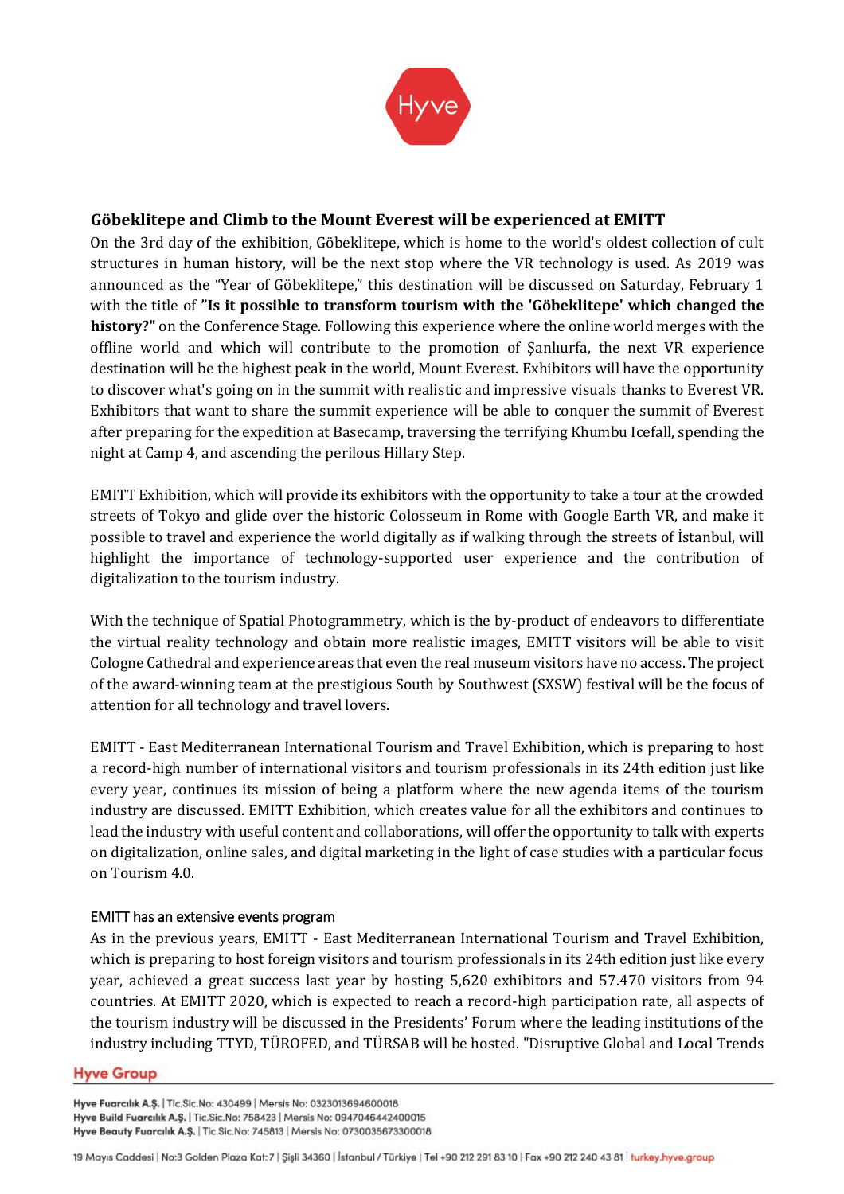## Göbeklitepe and Climb to the Mount Everest will be experienced at EMITT

On the 3rd day of the exhibition, Göbeklitepe, which is home to the world's oldest collection of cult structures in human history, will be the next stop where the VR technology is used. As 2019 was announced as the "Year of Göbeklitepe," this destination will be discussed on Saturday, February 1 with the title of **"Is it possible to transform tourism with the 'Göbeklitepe' which changed the history?"** on the Conference Stage. Following this experience where the online world merges with the offline world and which will contribute to the promotion of Şanlıurfa, the next VR experience destination will be the highest peak in the world, Mount Everest. Exhibitors will have the opportunity to discover what's going on in the summit with realistic and impressive visuals thanks to Everest VR. Exhibitors that want to share the summit experience will be able to conquer the summit of Everest after preparing for the expedition at Basecamp, traversing the terrifying Khumbu Icefall, spending the night at Camp 4, and ascending the perilous Hillary Step.

EMITT Exhibition, which will provide its exhibitors with the opportunity to take a tour at the crowded streets of Tokyo and glide over the historic Colosseum in Rome with Google Earth VR, and make it possible to travel and experience the world digitally as if walking through the streets of İstanbul, will highlight the importance of technology-supported user experience and the contribution of digitalization to the tourism industry.

With the technique of Spatial Photogrammetry, which is the by-product of endeavors to differentiate the virtual reality technology and obtain more realistic images, EMITT visitors will be able to visit Cologne Cathedral and experience areas that even the real museum visitors have no access. The project of the award-winning team at the prestigious South by Southwest (SXSW) festival will be the focus of attention for all technology and travel lovers.

EMITT - East Mediterranean International Tourism and Travel Exhibition, which is preparing to host a record-high number of international visitors and tourism professionals in its 24th edition just like every year, continues its mission of being a platform where the new agenda items of the tourism industry are discussed. EMITT Exhibition, which creates value for all the exhibitors and continues to lead the industry with useful content and collaborations, will offer the opportunity to talk with experts on digitalization, online sales, and digital marketing in the light of case studies with a particular focus on Tourism 4.0.

### EMITT has an extensive events program

As in the previous years, EMITT - East Mediterranean International Tourism and Travel Exhibition, which is preparing to host foreign visitors and tourism professionals in its 24th edition just like every year, achieved a great success last year by hosting 5,620 exhibitors and 57.470 visitors from 94 countries. At EMITT 2020, which is expected to reach a record-high participation rate, all aspects of the tourism industry will be discussed in the Presidents' Forum where the leading institutions of the industry including TTYD, TÜROFED, and TÜRSAB will be hosted. "Disruptive Global and Local Trends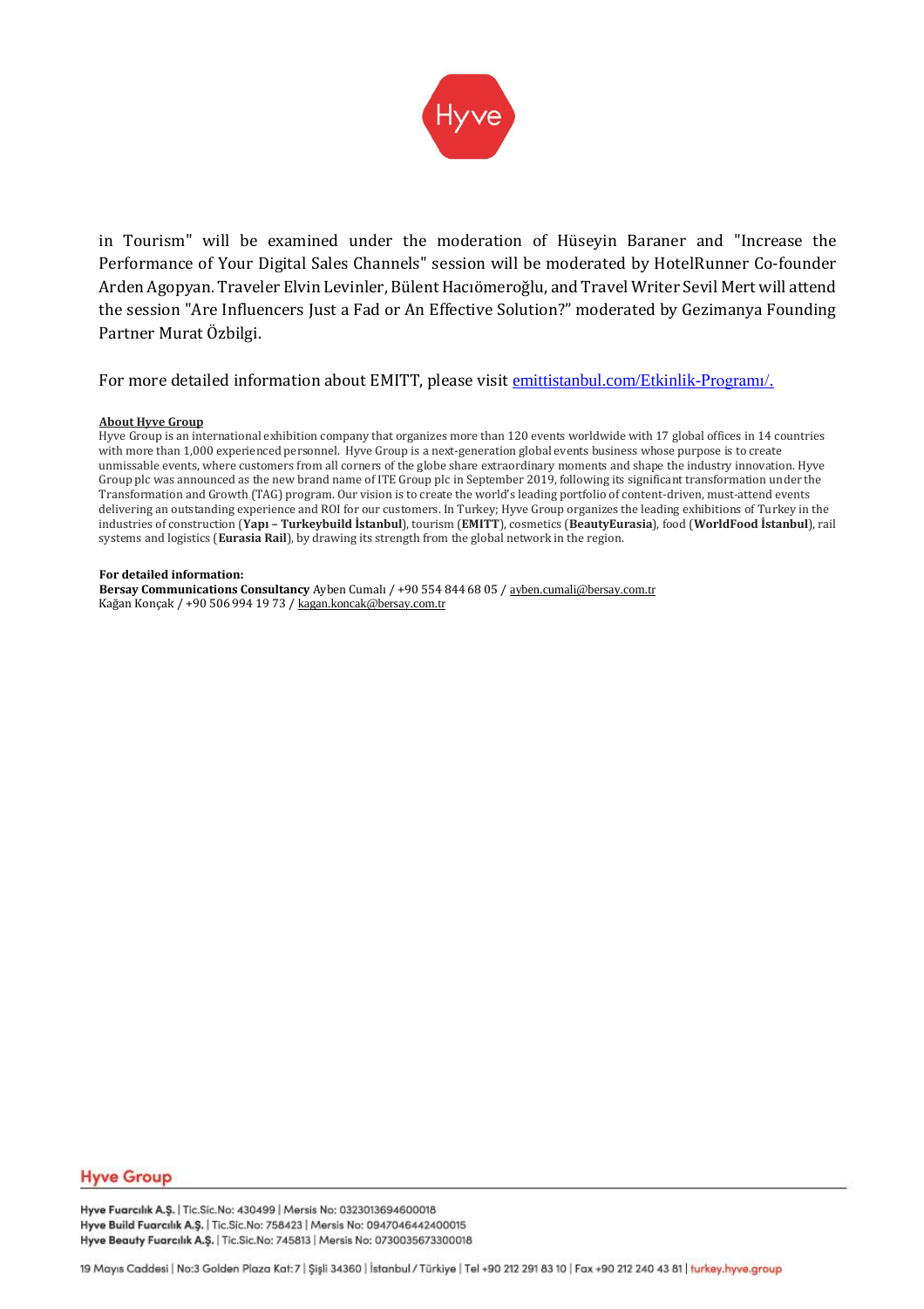in Tourism" will be examined under the moderation of Hüseyin Baraner and "Increase the Performance of Your Digital Sales Channels" session will be moderated by HotelRunner Co-founder Arden Agopyan. Traveler Elvin Levinler, Bülent Hacıömeroğlu, and Travel Writer Sevil Mert will attend the session "Are Influencers Just a Fad or An Effective Solution?" moderated by Gezimanya Founding Partner Murat Özbilgi.

For more detailed information about EMITT, please visit emittistanbul.com/Etkinlik-Programı/.

**About Hyve Group**

Hyve Group is an international exhibition company that organizes more than 120 events worldwide with 17 global offices in 14 countries with more than 1,000 experienced personnel. Hyve Group is a next-generation global events business whose purpose is to create unmissable events, where customers from all corners of the globe share extraordinary moments and shape the industry innovation. Hyve Group plc was announced as the new brand name of ITE Group plc in September 2019, following its significant transformation under the Transformation and Growth (TAG) program. Our vision is to create the world's leading portfolio of content-driven, must-attend events delivering an outstanding experience and ROI for our customers. In Turkey; Hyve Group organizes the leading exhibitions of Turkey in the industries of construction (**Yapı – Turkeybuild İstanbul**), tourism (**EMITT**), cosmetics (**BeautyEurasia**), food (**WorldFood İstanbul**), rail systems and logistics (**Eurasia Rail**), by drawing its strength from the global network in the region.

**For detailed information:**
**Bersay Communications Consultancy** Ayben Cumalı / +90 554 844 68 05 / ayben.cumali@bersay.com.tr
Kağan Konçak / +90 506 994 19 73 / kagan.koncak@bersay.com.tr